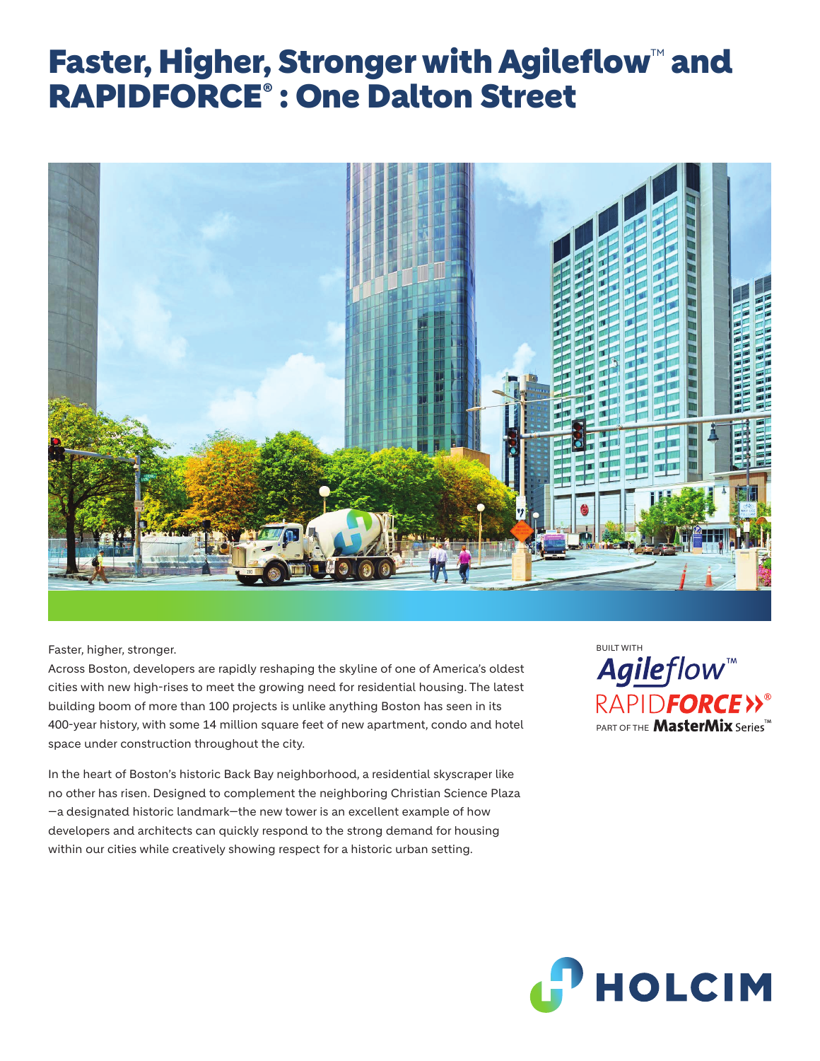# Faster, Higher, Stronger with Agileflow™ and RAPIDFORCE® : One Dalton Street

Faster, higher, stronger.

Across Boston, developers are rapidly reshaping the skyline of one of America's oldest cities with new high-rises to meet the growing need for residential housing. The latest building boom of more than 100 projects is unlike anything Boston has seen in its 400-year history, with some 14 million square feet of new apartment, condo and hotel space under construction throughout the city.

In the heart of Boston's historic Back Bay neighborhood, a residential skyscraper like no other has risen. Designed to complement the neighboring Christian Science Plaza —a designated historic landmark—the new tower is an excellent example of how developers and architects can quickly respond to the strong demand for housing within our cities while creatively showing respect for a historic urban setting.

BUILT WITH
Agileflow™
RAPIDFORCE®
PART OF THE MasterMix Series™

HOLCIM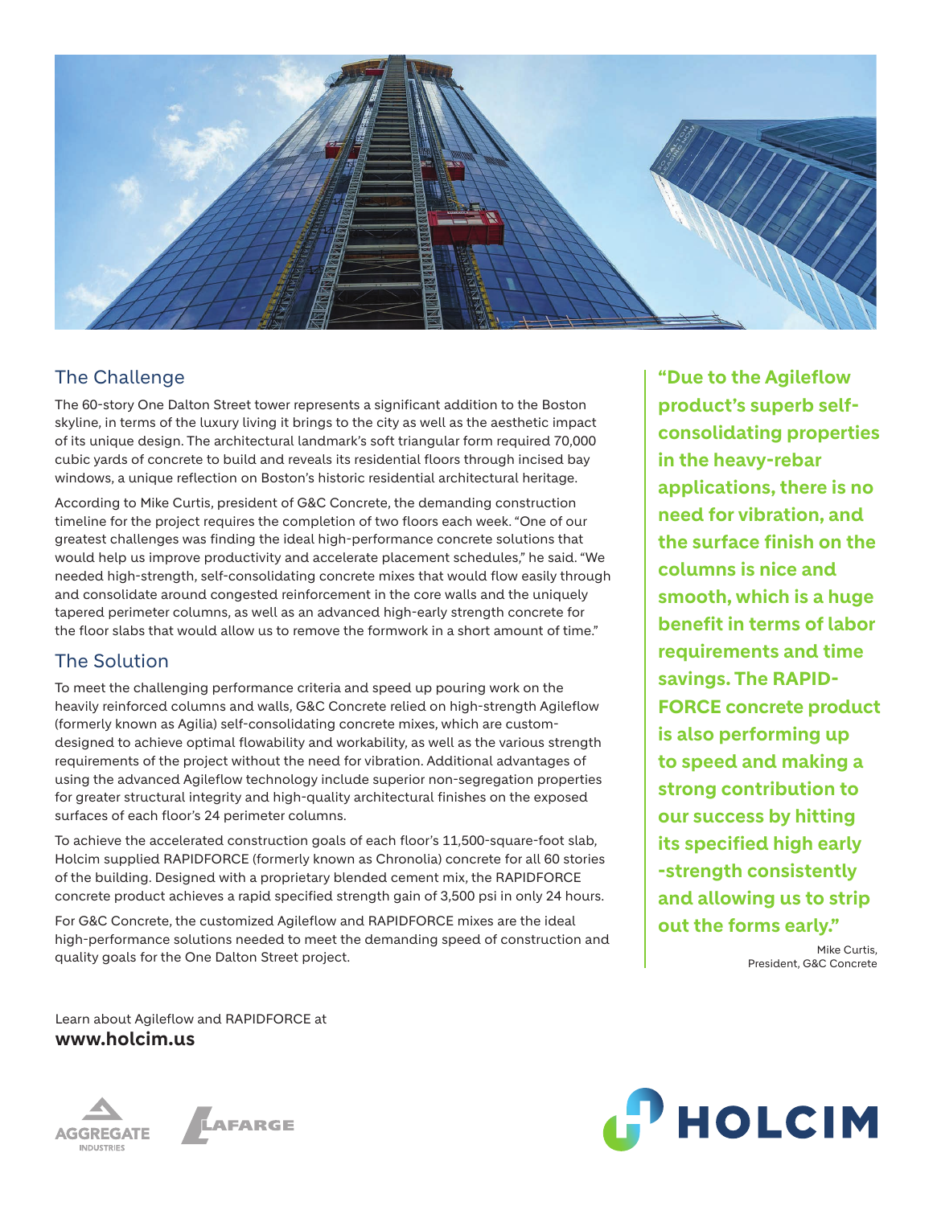## The Challenge

The 60-story One Dalton Street tower represents a significant addition to the Boston skyline, in terms of the luxury living it brings to the city as well as the aesthetic impact of its unique design. The architectural landmark's soft triangular form required 70,000 cubic yards of concrete to build and reveals its residential floors through incised bay windows, a unique reflection on Boston's historic residential architectural heritage.

According to Mike Curtis, president of G&C Concrete, the demanding construction timeline for the project requires the completion of two floors each week. "One of our greatest challenges was finding the ideal high-performance concrete solutions that would help us improve productivity and accelerate placement schedules," he said. "We needed high-strength, self-consolidating concrete mixes that would flow easily through and consolidate around congested reinforcement in the core walls and the uniquely tapered perimeter columns, as well as an advanced high-early strength concrete for the floor slabs that would allow us to remove the formwork in a short amount of time."

## The Solution

To meet the challenging performance criteria and speed up pouring work on the heavily reinforced columns and walls, G&C Concrete relied on high-strength Agileflow (formerly known as Agilia) self-consolidating concrete mixes, which are custom-designed to achieve optimal flowability and workability, as well as the various strength requirements of the project without the need for vibration. Additional advantages of using the advanced Agileflow technology include superior non-segregation properties for greater structural integrity and high-quality architectural finishes on the exposed surfaces of each floor's 24 perimeter columns.

To achieve the accelerated construction goals of each floor's 11,500-square-foot slab, Holcim supplied RAPIDFORCE (formerly known as Chronolia) concrete for all 60 stories of the building. Designed with a proprietary blended cement mix, the RAPIDFORCE concrete product achieves a rapid specified strength gain of 3,500 psi in only 24 hours.

For G&C Concrete, the customized Agileflow and RAPIDFORCE mixes are the ideal high-performance solutions needed to meet the demanding speed of construction and quality goals for the One Dalton Street project.

> **"Due to the Agileflow product's superb self-consolidating properties in the heavy-rebar applications, there is no need for vibration, and the surface finish on the columns is nice and smooth, which is a huge benefit in terms of labor requirements and time savings. The RAPID-FORCE concrete product is also performing up to speed and making a strong contribution to our success by hitting its specified high early -strength consistently and allowing us to strip out the forms early."**
>
> Mike Curtis,
> President, G&C Concrete

Learn about Agileflow and RAPIDFORCE at
**www.holcim.us**

AGGREGATE INDUSTRIES

LAFARGE

HOLCIM